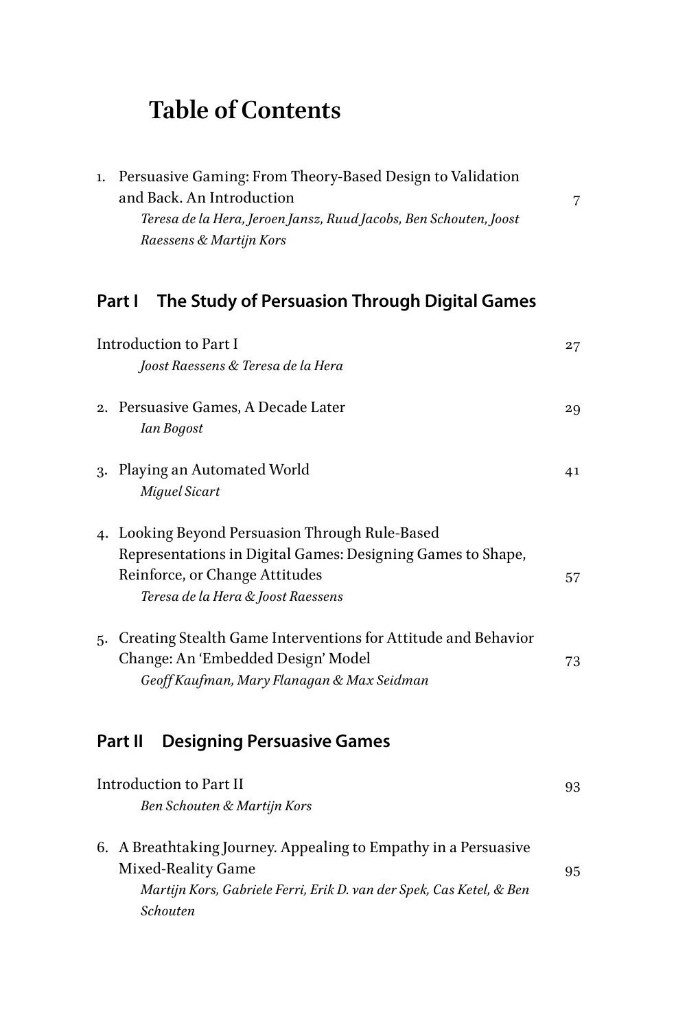# Table of Contents

1. Persuasive Gaming: From Theory-Based Design to Validation and Back. An Introduction — 7
   *Teresa de la Hera, Jeroen Jansz, Ruud Jacobs, Ben Schouten, Joost Raessens & Martijn Kors*

## Part I The Study of Persuasion Through Digital Games

Introduction to Part I — 27
*Joost Raessens & Teresa de la Hera*

2. Persuasive Games, A Decade Later — 29
   *Ian Bogost*

3. Playing an Automated World — 41
   *Miguel Sicart*

4. Looking Beyond Persuasion Through Rule-Based Representations in Digital Games: Designing Games to Shape, Reinforce, or Change Attitudes — 57
   *Teresa de la Hera & Joost Raessens*

5. Creating Stealth Game Interventions for Attitude and Behavior Change: An 'Embedded Design' Model — 73
   *Geoff Kaufman, Mary Flanagan & Max Seidman*

## Part II Designing Persuasive Games

Introduction to Part II — 93
*Ben Schouten & Martijn Kors*

6. A Breathtaking Journey. Appealing to Empathy in a Persuasive Mixed-Reality Game — 95
   *Martijn Kors, Gabriele Ferri, Erik D. van der Spek, Cas Ketel, & Ben Schouten*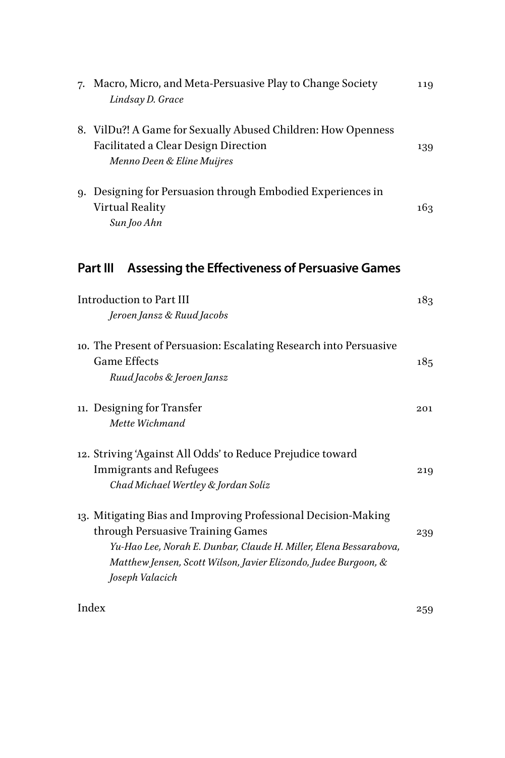7. Macro, Micro, and Meta-Persuasive Play to Change Society 119
   *Lindsay D. Grace*

8. VilDu?! A Game for Sexually Abused Children: How Openness Facilitated a Clear Design Direction 139
   *Menno Deen & Eline Muijres*

9. Designing for Persuasion through Embodied Experiences in Virtual Reality 163
   *Sun Joo Ahn*

## Part III Assessing the Effectiveness of Persuasive Games

Introduction to Part III 183
   *Jeroen Jansz & Ruud Jacobs*

10. The Present of Persuasion: Escalating Research into Persuasive Game Effects 185
    *Ruud Jacobs & Jeroen Jansz*

11. Designing for Transfer 201
    *Mette Wichmand*

12. Striving 'Against All Odds' to Reduce Prejudice toward Immigrants and Refugees 219
    *Chad Michael Wertley & Jordan Soliz*

13. Mitigating Bias and Improving Professional Decision-Making through Persuasive Training Games 239
    *Yu-Hao Lee, Norah E. Dunbar, Claude H. Miller, Elena Bessarabova, Matthew Jensen, Scott Wilson, Javier Elizondo, Judee Burgoon, & Joseph Valacich*

Index 259